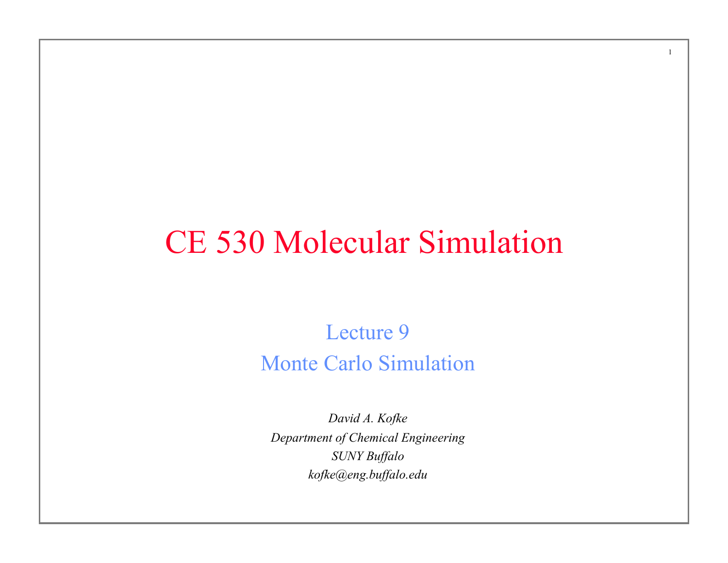# CE 530 Molecular Simulation

## Lecture 9
## Monte Carlo Simulation

*David A. Kofke*
*Department of Chemical Engineering*
*SUNY Buffalo*
*kofke@eng.buffalo.edu*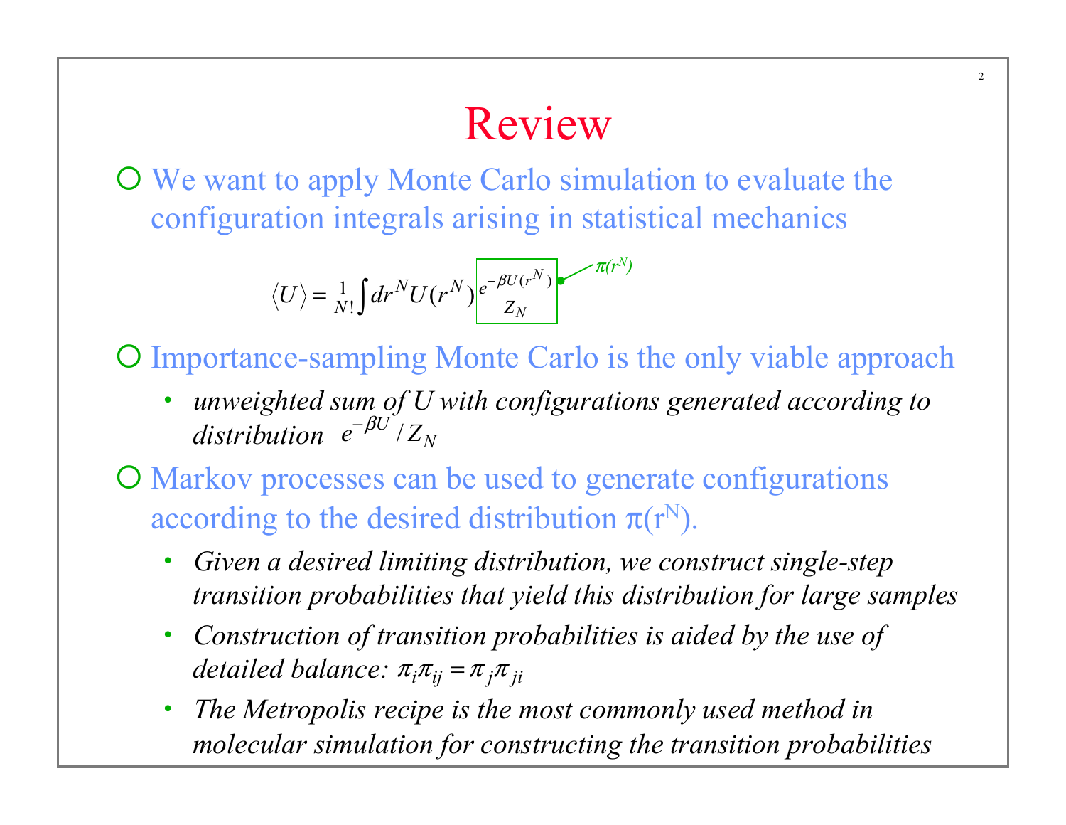# Review

- We want to apply Monte Carlo simulation to evaluate the configuration integrals arising in statistical mechanics

$$\langle U \rangle = \frac{1}{N!}\int dr^N U(r^N) \boxed{\frac{e^{-\beta U(r^N)}}{Z_N}} \quad \leftarrow \pi(r^N)$$

- Importance-sampling Monte Carlo is the only viable approach
  - *unweighted sum of U with configurations generated according to distribution* $e^{-\beta U}/Z_N$
- Markov processes can be used to generate configurations according to the desired distribution $\pi(r^N)$.
  - *Given a desired limiting distribution, we construct single-step transition probabilities that yield this distribution for large samples*
  - *Construction of transition probabilities is aided by the use of detailed balance:* $\pi_i \pi_{ij} = \pi_j \pi_{ji}$
  - *The Metropolis recipe is the most commonly used method in molecular simulation for constructing the transition probabilities*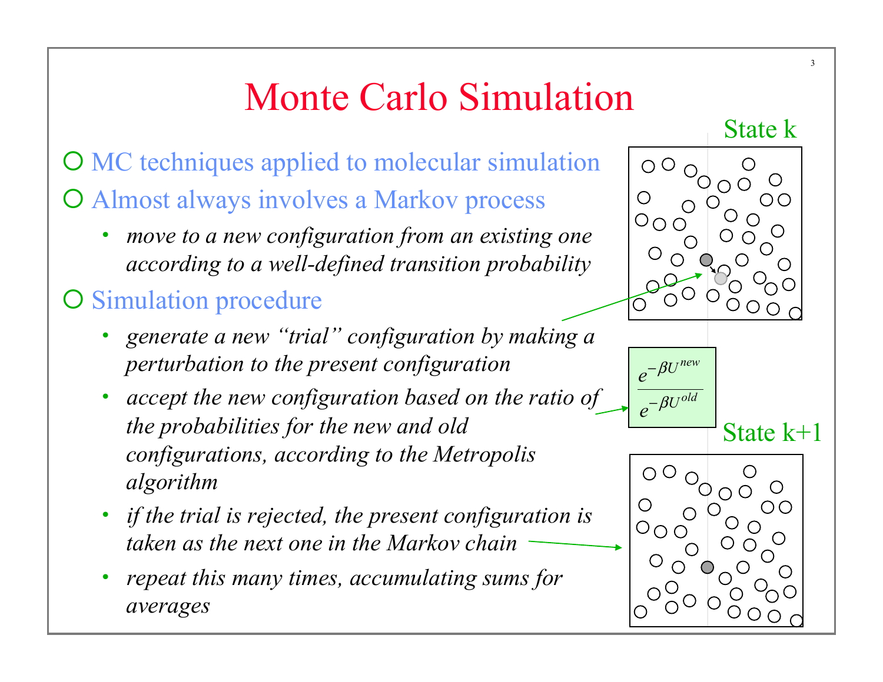# Monte Carlo Simulation

- MC techniques applied to molecular simulation
- Almost always involves a Markov process
  - *move to a new configuration from an existing one according to a well-defined transition probability*
- Simulation procedure
  - *generate a new "trial" configuration by making a perturbation to the present configuration*
  - *accept the new configuration based on the ratio of the probabilities for the new and old configurations, according to the Metropolis algorithm*
  - *if the trial is rejected, the present configuration is taken as the next one in the Markov chain*
  - *repeat this many times, accumulating sums for averages*

State k

$$\frac{e^{-\beta U^{new}}}{e^{-\beta U^{old}}}$$

State k+1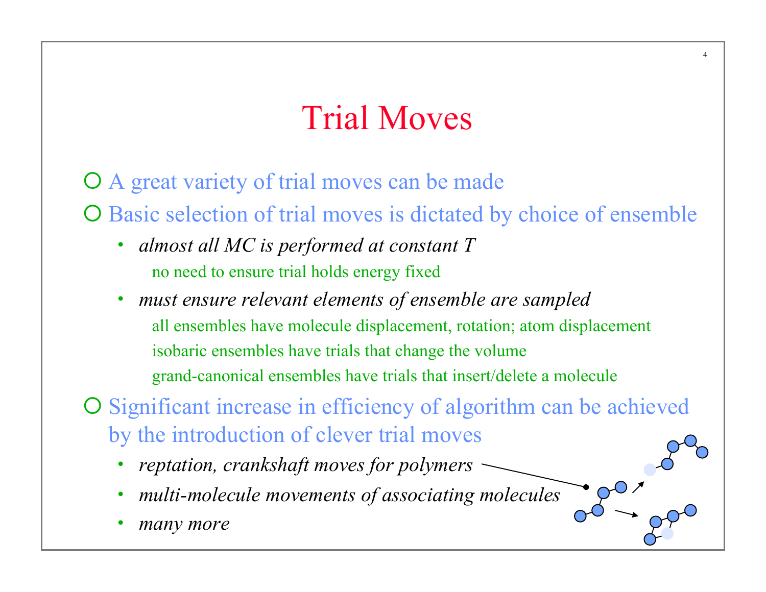# Trial Moves

- A great variety of trial moves can be made
- Basic selection of trial moves is dictated by choice of ensemble
  - *almost all MC is performed at constant T*
    - no need to ensure trial holds energy fixed
  - *must ensure relevant elements of ensemble are sampled*
    - all ensembles have molecule displacement, rotation; atom displacement
    - isobaric ensembles have trials that change the volume
    - grand-canonical ensembles have trials that insert/delete a molecule
- Significant increase in efficiency of algorithm can be achieved by the introduction of clever trial moves
  - *reptation, crankshaft moves for polymers*
  - *multi-molecule movements of associating molecules*
  - *many more*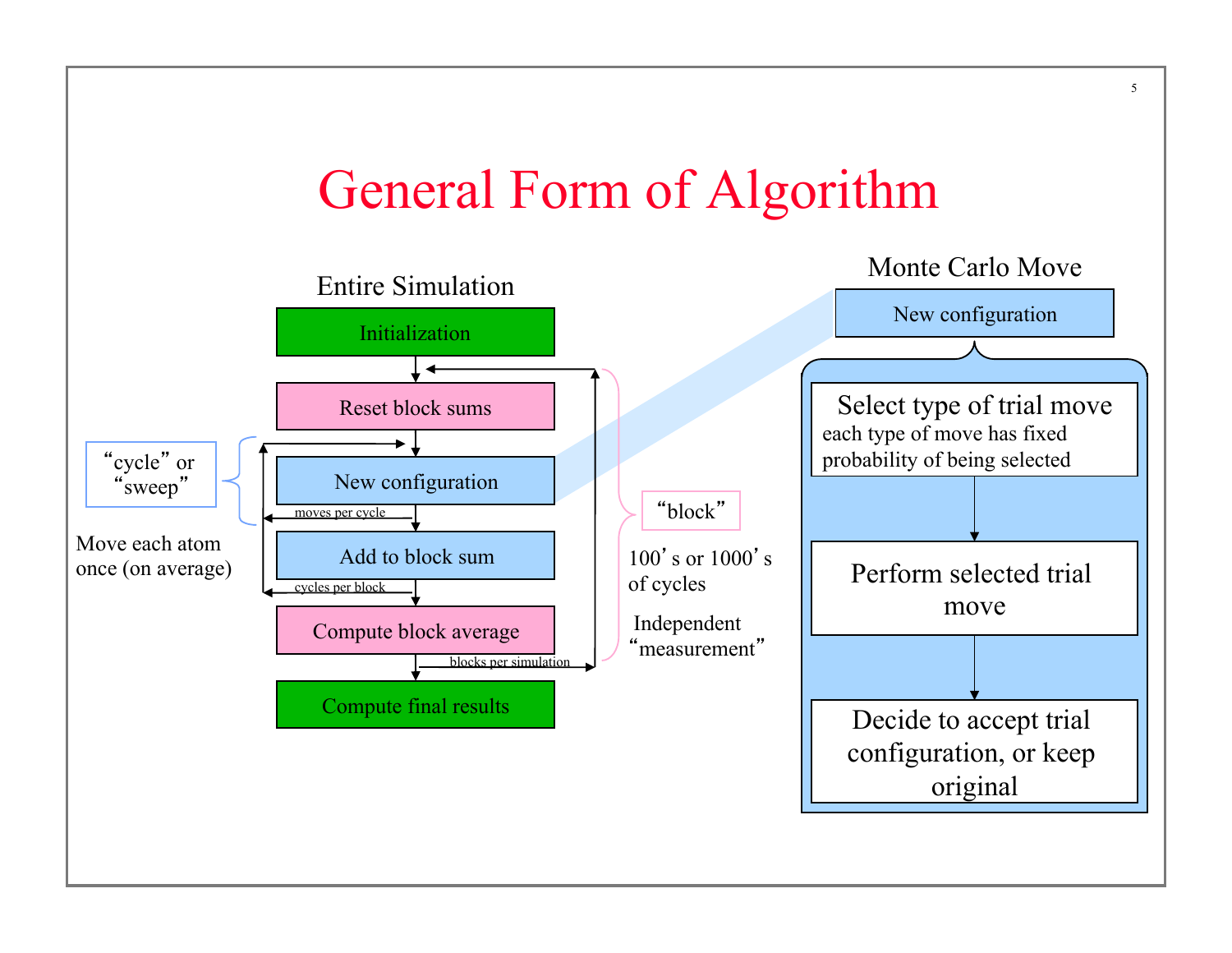# General Form of Algorithm

## Entire Simulation

- Initialization
- Reset block sums
- New configuration
  - (loop: moves per cycle)
- Add to block sum
  - (loop: cycles per block)
- Compute block average
  - (loop: blocks per simulation)
- Compute final results

"cycle" or "sweep"

Move each atom once (on average)

"block"

100's or 1000's of cycles

Independent "measurement"

## Monte Carlo Move

New configuration

1. **Select type of trial move**
   each type of move has fixed probability of being selected
2. **Perform selected trial move**
3. **Decide to accept trial configuration, or keep original**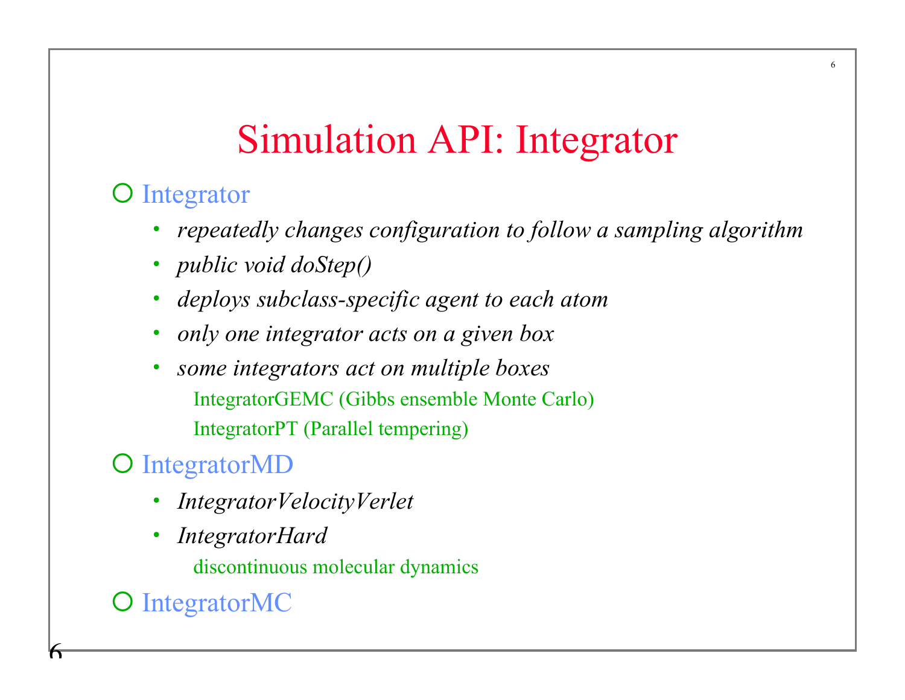# Simulation API: Integrator

- Integrator
  - *repeatedly changes configuration to follow a sampling algorithm*
  - *public void doStep()*
  - *deploys subclass-specific agent to each atom*
  - *only one integrator acts on a given box*
  - *some integrators act on multiple boxes*
    - IntegratorGEMC (Gibbs ensemble Monte Carlo)
    - IntegratorPT (Parallel tempering)
- IntegratorMD
  - *IntegratorVelocityVerlet*
  - *IntegratorHard*
    - discontinuous molecular dynamics
- IntegratorMC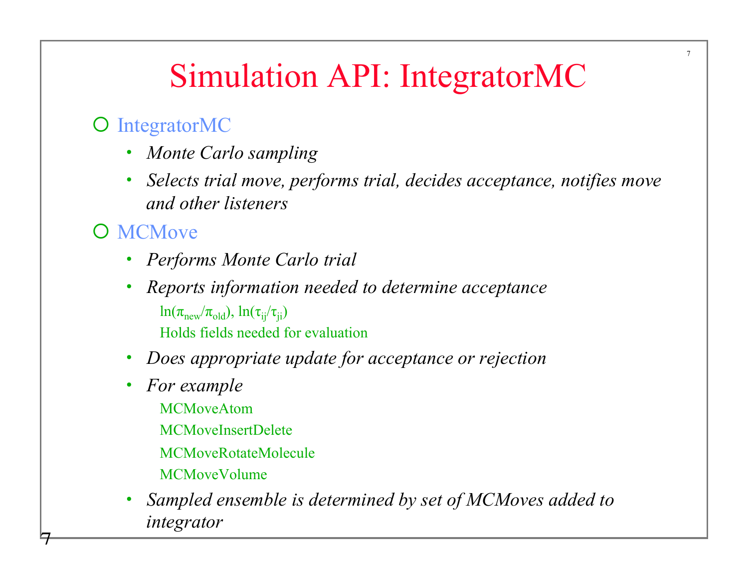# Simulation API: IntegratorMC

- IntegratorMC
  - *Monte Carlo sampling*
  - *Selects trial move, performs trial, decides acceptance, notifies move and other listeners*
- MCMove
  - *Performs Monte Carlo trial*
  - *Reports information needed to determine acceptance*
    - $\ln(\pi_{new}/\pi_{old})$, $\ln(\tau_{ij}/\tau_{ji})$
    - Holds fields needed for evaluation
  - *Does appropriate update for acceptance or rejection*
  - *For example*
    - MCMoveAtom
    - MCMoveInsertDelete
    - MCMoveRotateMolecule
    - MCMoveVolume
  - *Sampled ensemble is determined by set of MCMoves added to integrator*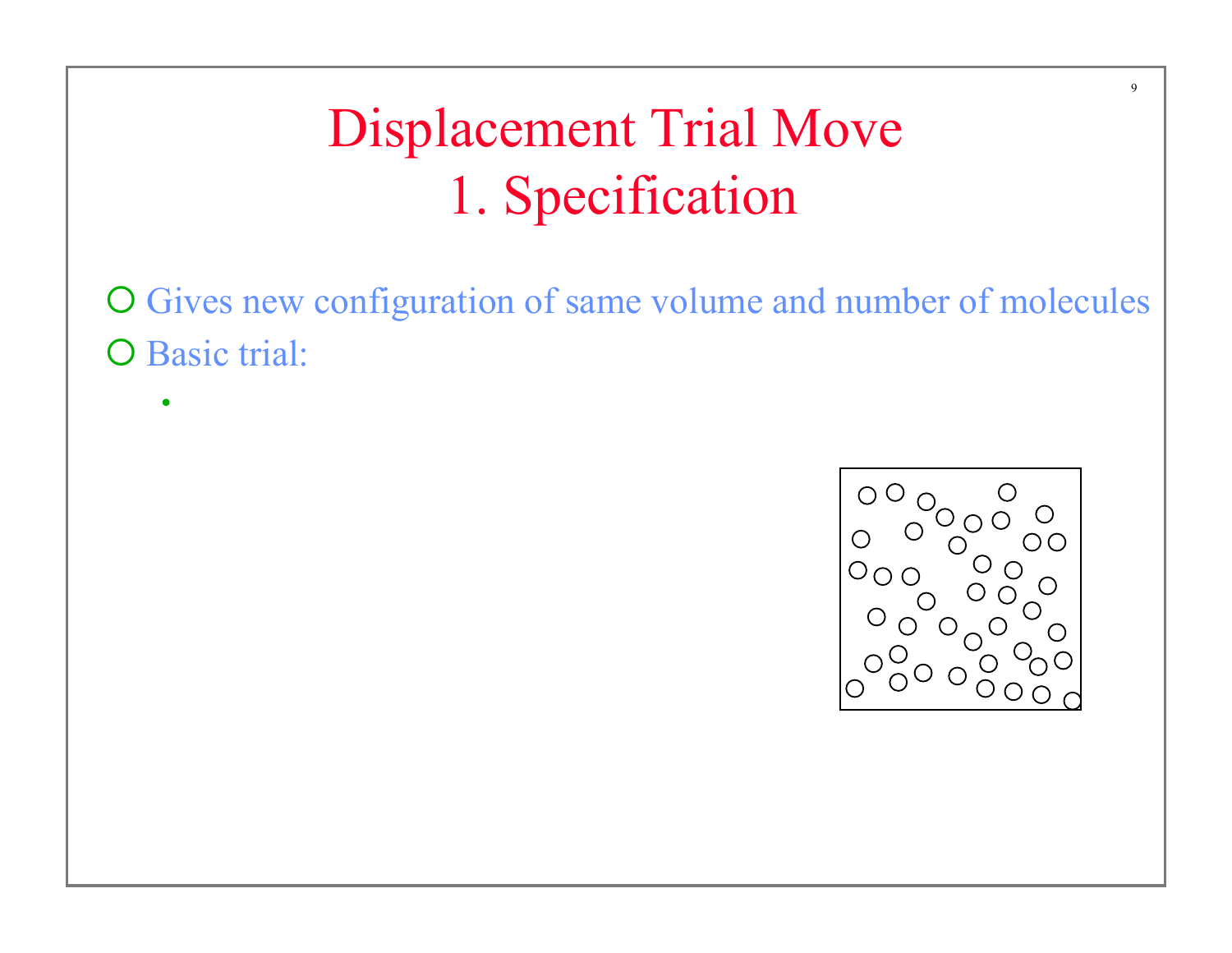# Displacement Trial Move
# 1. Specification

- Gives new configuration of same volume and number of molecules
- Basic trial:
  -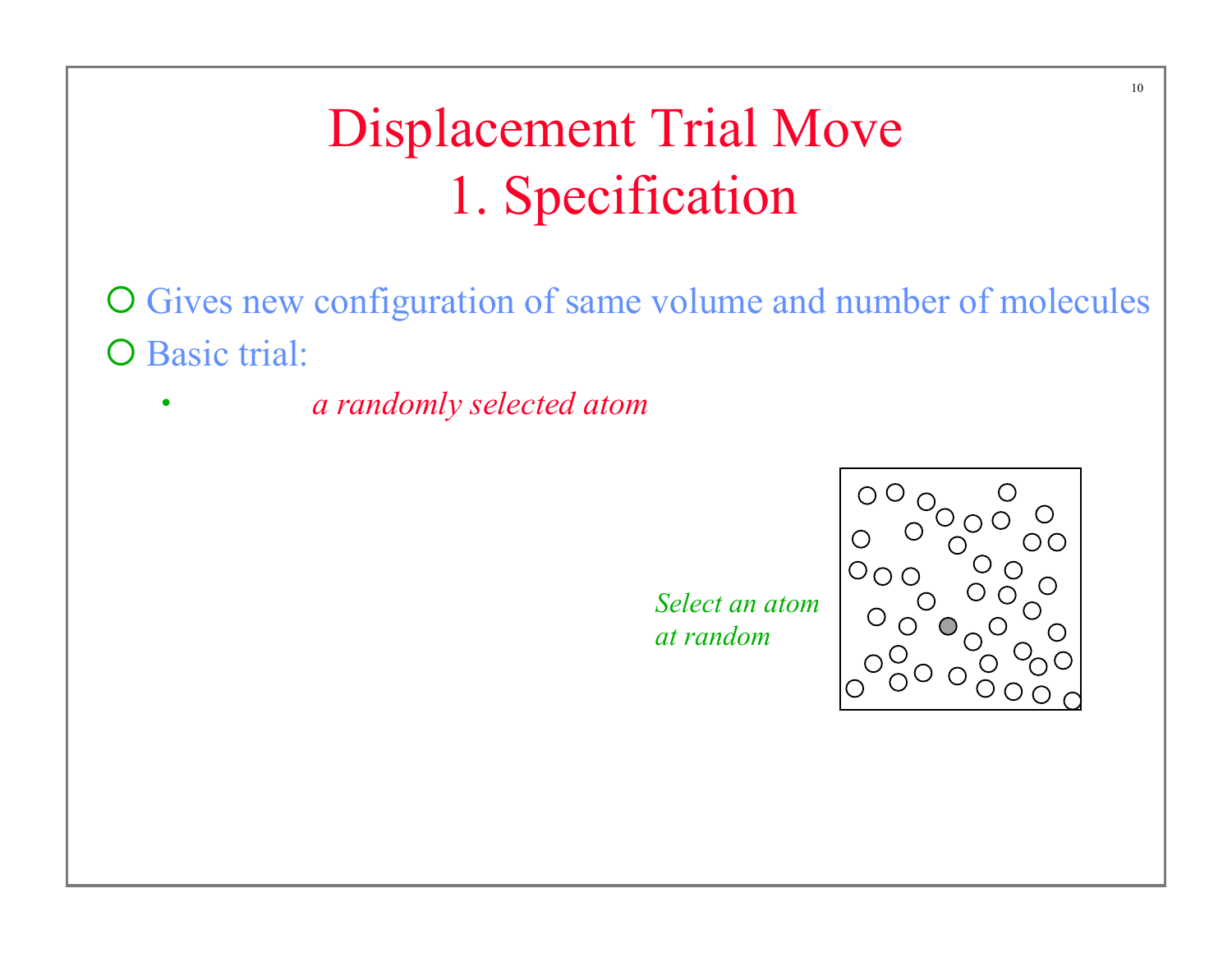# Displacement Trial Move
# 1. Specification

- Gives new configuration of same volume and number of molecules
- Basic trial:
  - *a randomly selected atom*

*Select an atom at random*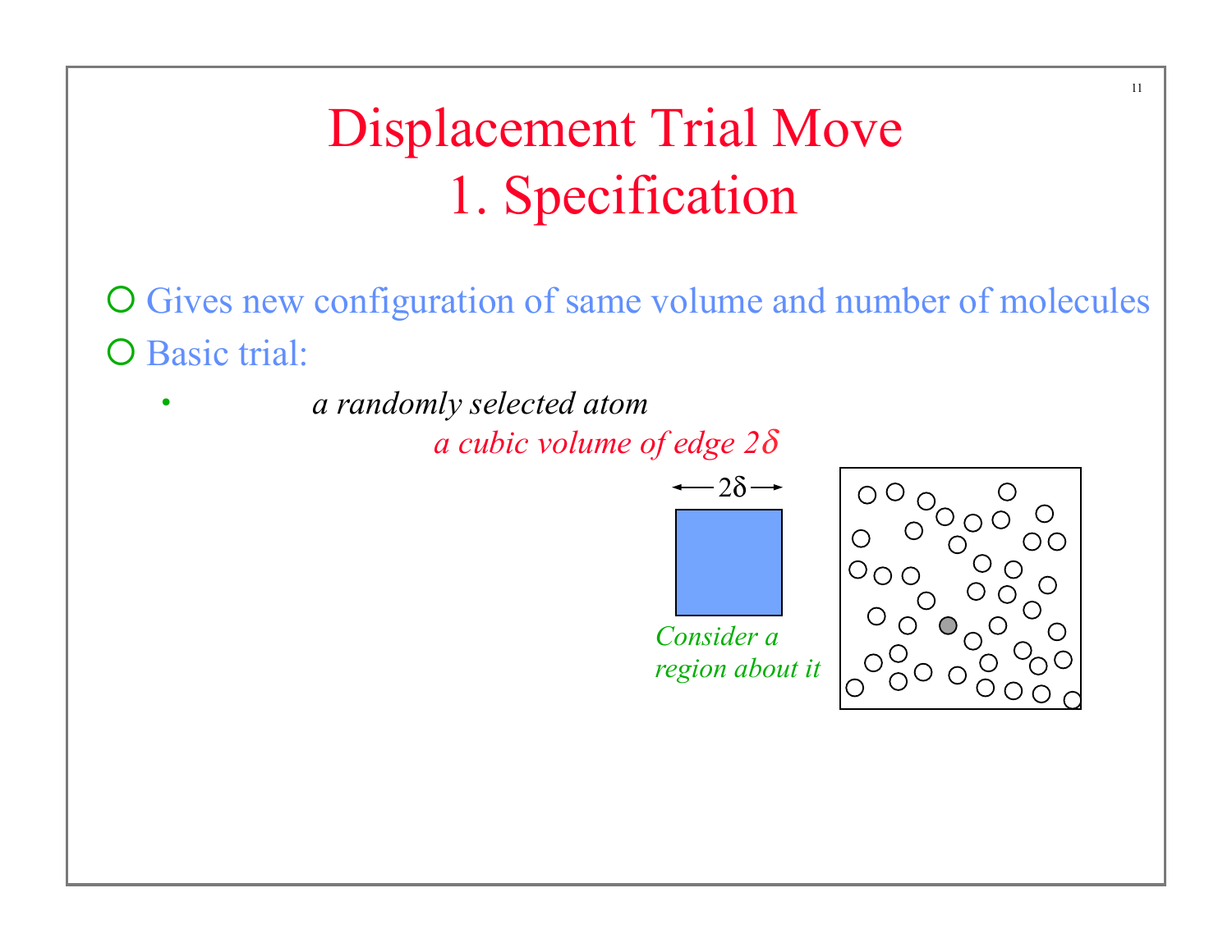# Displacement Trial Move
## 1. Specification

- Gives new configuration of same volume and number of molecules
- Basic trial:
  - *a randomly selected atom*

    *a cubic volume of edge 2δ*

$2\delta$

*Consider a region about it*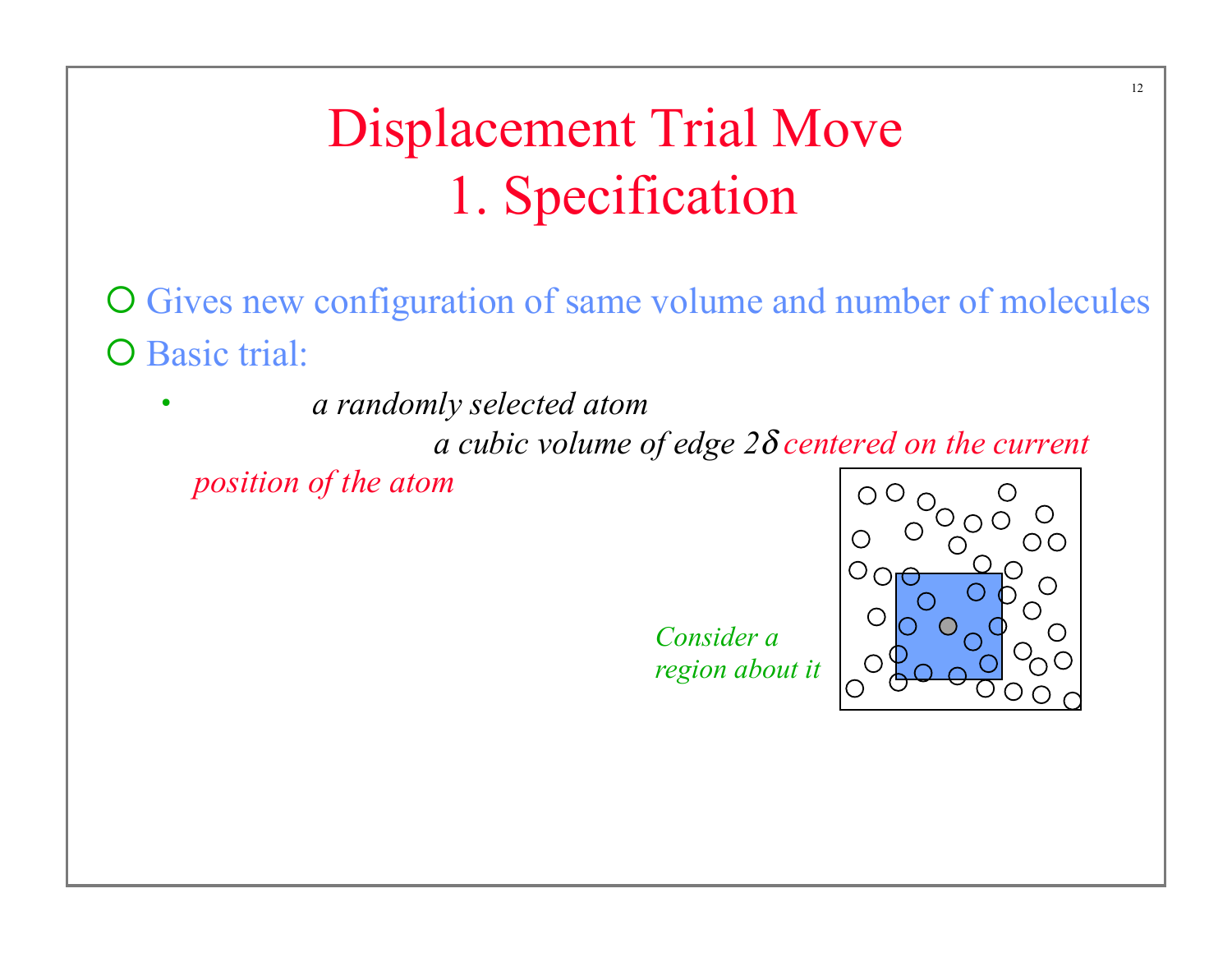# Displacement Trial Move
# 1. Specification

- Gives new configuration of same volume and number of molecules
- Basic trial:
  - *a randomly selected atom*
    *a cubic volume of edge 2δ* *centered on the current position of the atom*

*Consider a region about it*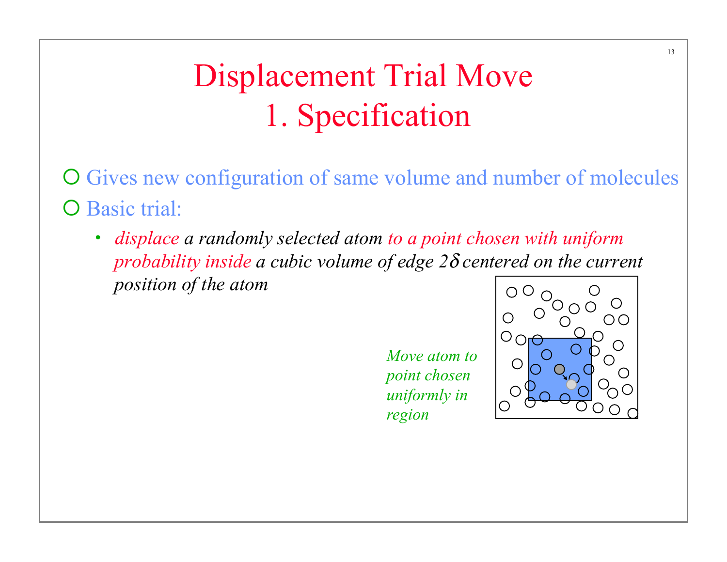# Displacement Trial Move
# 1. Specification

- Gives new configuration of same volume and number of molecules
- Basic trial:
  - *displace a randomly selected atom to a point chosen with uniform probability inside a cubic volume of edge $2\delta$ centered on the current position of the atom*

*Move atom to point chosen uniformly in region*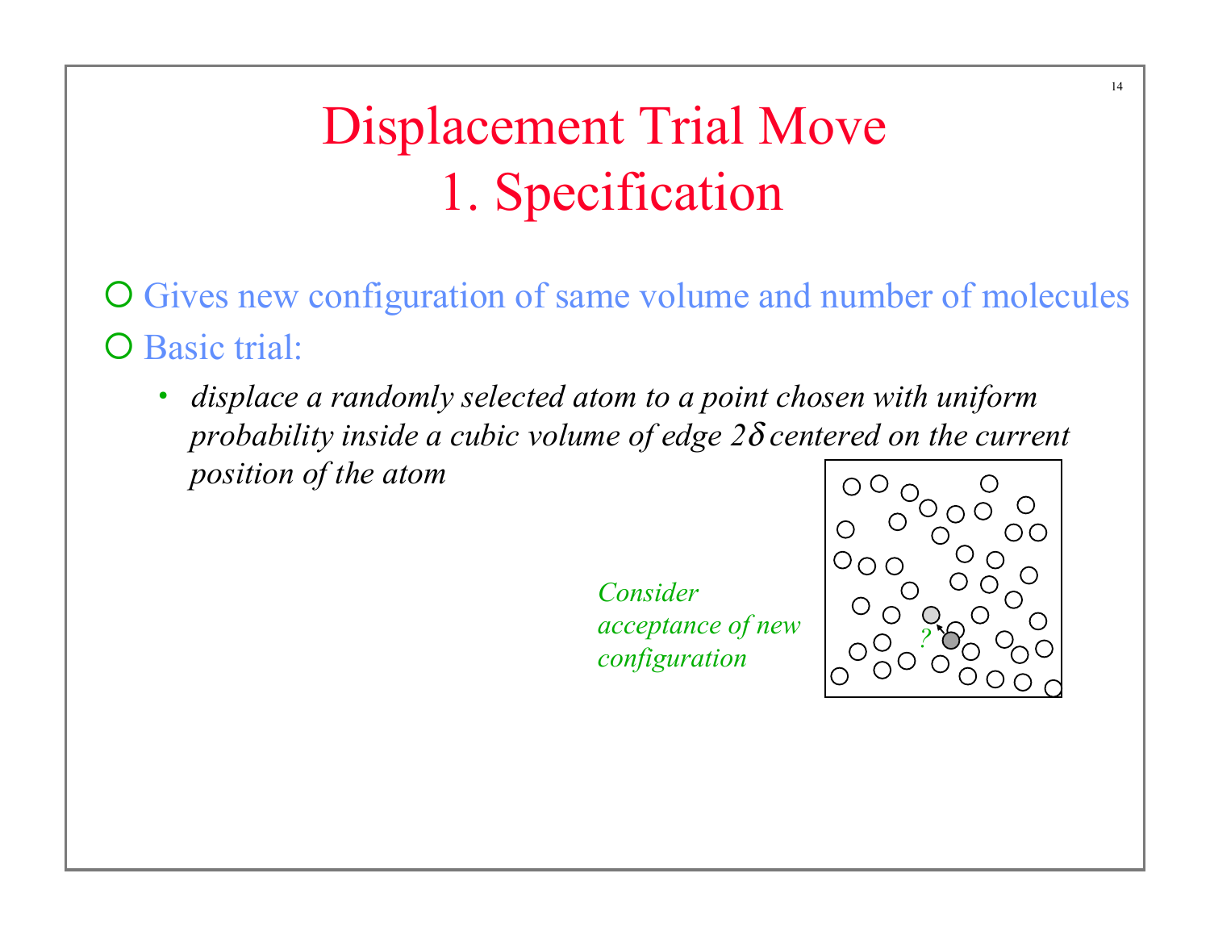# Displacement Trial Move
# 1. Specification

- Gives new configuration of same volume and number of molecules
- Basic trial:
  - *displace a randomly selected atom to a point chosen with uniform probability inside a cubic volume of edge $2\delta$ centered on the current position of the atom*

*Consider acceptance of new configuration*

?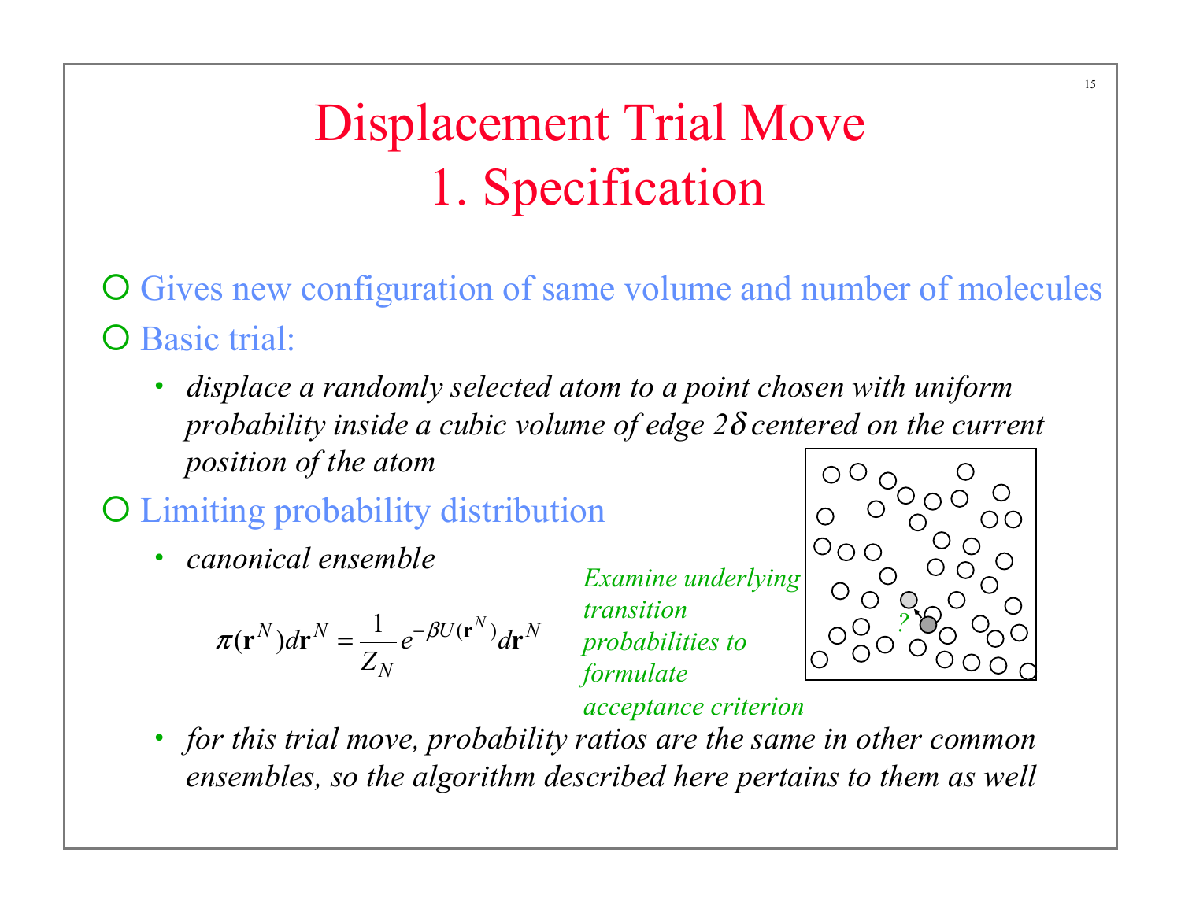# Displacement Trial Move
# 1. Specification

- Gives new configuration of same volume and number of molecules
- Basic trial:
  - *displace a randomly selected atom to a point chosen with uniform probability inside a cubic volume of edge 2$\delta$ centered on the current position of the atom*
- Limiting probability distribution
  - *canonical ensemble*

$$\pi(\mathbf{r}^N)d\mathbf{r}^N = \frac{1}{Z_N} e^{-\beta U(\mathbf{r}^N)} d\mathbf{r}^N$$

*Examine underlying transition probabilities to formulate acceptance criterion*

  - *for this trial move, probability ratios are the same in other common ensembles, so the algorithm described here pertains to them as well*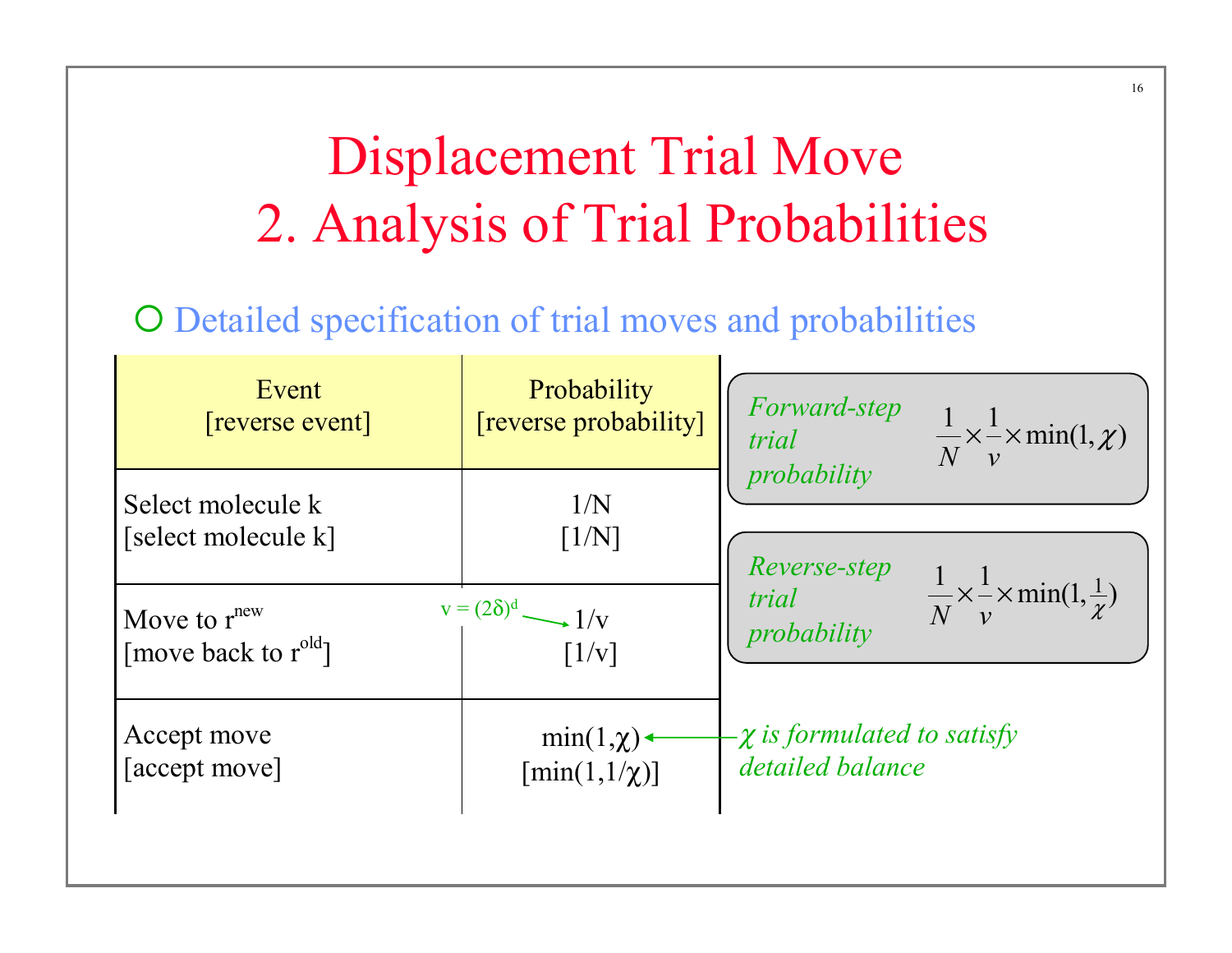# Displacement Trial Move
# 2. Analysis of Trial Probabilities

- Detailed specification of trial moves and probabilities

| Event [reverse event] | Probability [reverse probability] |
|---|---|
| Select molecule k [select molecule k] | $1/N$ [$1/N$] |
| Move to $r^{new}$ [move back to $r^{old}$] | $1/v$ [$1/v$] |
| Accept move [accept move] | $\min(1,\chi)$ [$\min(1,1/\chi)$] |

$v = (2\delta)^d$

*Forward-step trial probability* $\frac{1}{N} \times \frac{1}{v} \times \min(1,\chi)$

*Reverse-step trial probability* $\frac{1}{N} \times \frac{1}{v} \times \min(1,\frac{1}{\chi})$

*$\chi$ is formulated to satisfy detailed balance*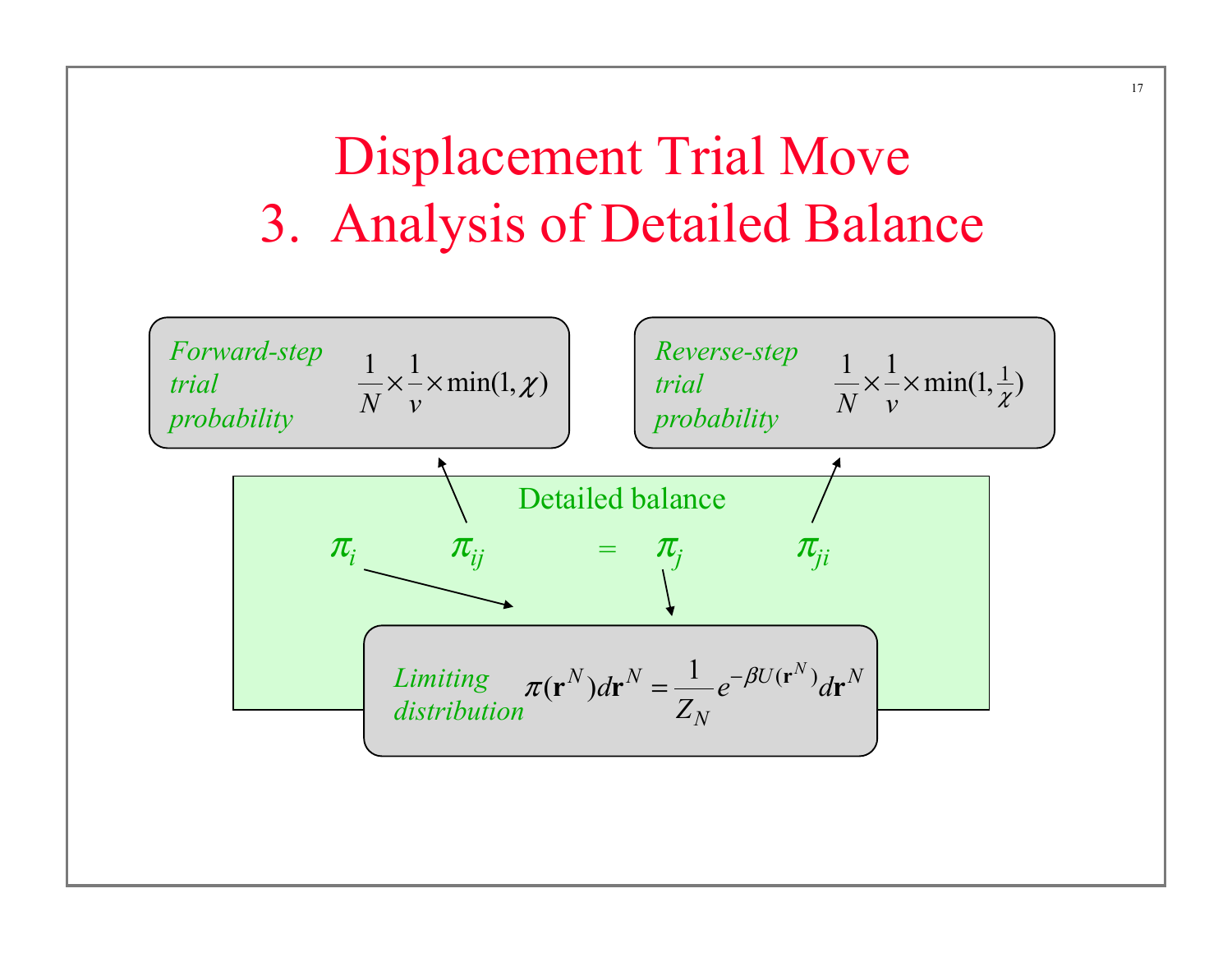# Displacement Trial Move
# 3. Analysis of Detailed Balance

*Forward-step trial probability* $\frac{1}{N} \times \frac{1}{v} \times \min(1, \chi)$

*Reverse-step trial probability* $\frac{1}{N} \times \frac{1}{v} \times \min(1, \frac{1}{\chi})$

Detailed balance

$$\pi_i \quad \pi_{ij} = \pi_j \quad \pi_{ji}$$

*Limiting distribution* $\pi(\mathbf{r}^N) d\mathbf{r}^N = \frac{1}{Z_N} e^{-\beta U(\mathbf{r}^N)} d\mathbf{r}^N$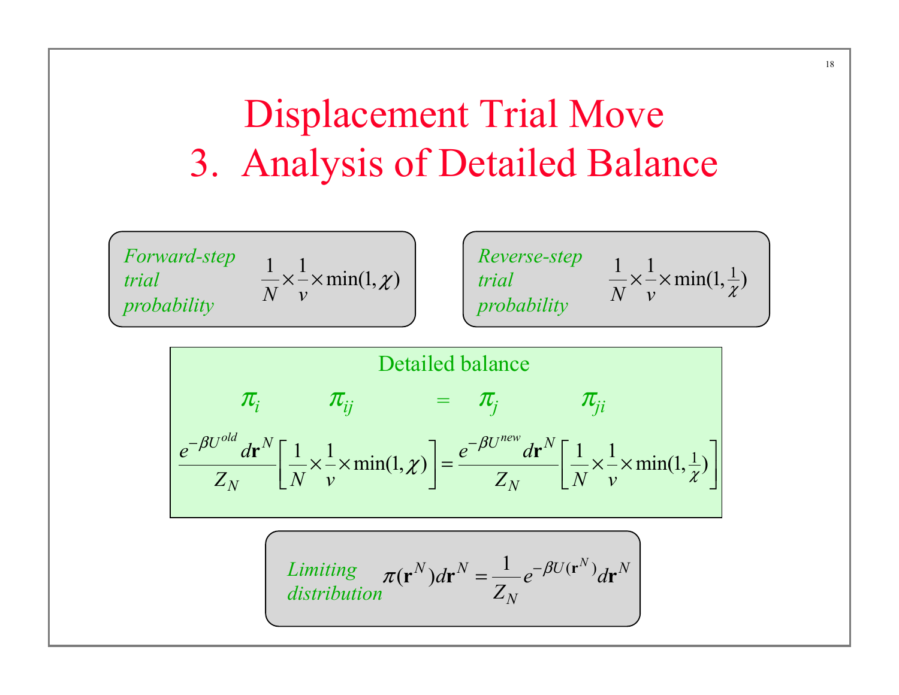# Displacement Trial Move
# 3. Analysis of Detailed Balance

*Forward-step trial probability* $\frac{1}{N} \times \frac{1}{v} \times \min(1, \chi)$

*Reverse-step trial probability* $\frac{1}{N} \times \frac{1}{v} \times \min(1, \frac{1}{\chi})$

Detailed balance

$$\pi_i \quad \pi_{ij} \quad = \quad \pi_j \quad \pi_{ji}$$

$$\frac{e^{-\beta U^{old}} d\mathbf{r}^N}{Z_N}\left[\frac{1}{N} \times \frac{1}{v} \times \min(1, \chi)\right] = \frac{e^{-\beta U^{new}} d\mathbf{r}^N}{Z_N}\left[\frac{1}{N} \times \frac{1}{v} \times \min(1, \tfrac{1}{\chi})\right]$$

*Limiting distribution* $\pi(\mathbf{r}^N) d\mathbf{r}^N = \frac{1}{Z_N} e^{-\beta U(\mathbf{r}^N)} d\mathbf{r}^N$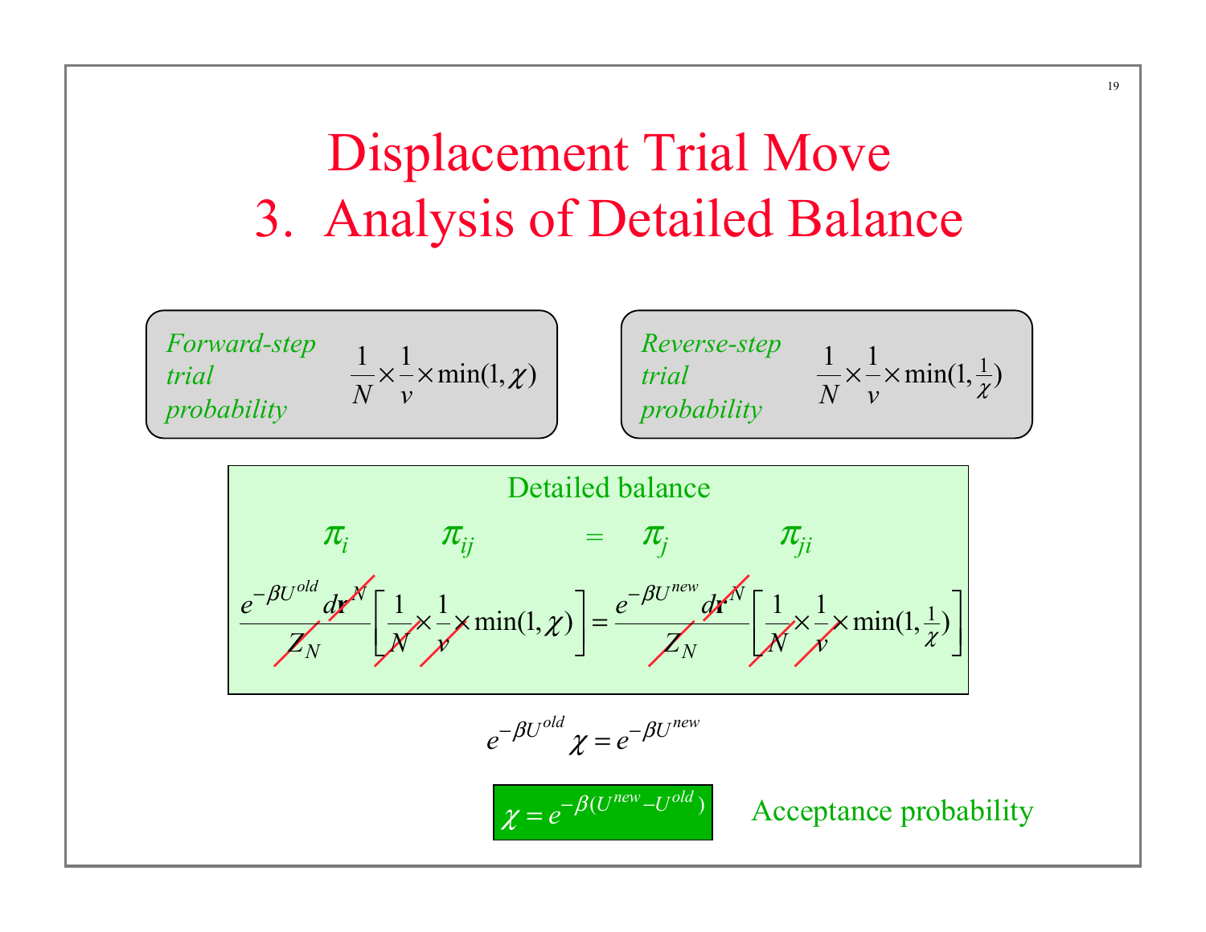# Displacement Trial Move
# 3. Analysis of Detailed Balance

*Forward-step trial probability* $\frac{1}{N}\times\frac{1}{v}\times\min(1,\chi)$

*Reverse-step trial probability* $\frac{1}{N}\times\frac{1}{v}\times\min(1,\frac{1}{\chi})$

Detailed balance

$$\pi_i \quad \pi_{ij} \quad = \quad \pi_j \quad \pi_{ji}$$

$$\frac{e^{-\beta U^{old}}\,d\mathbf{r}^N}{Z_N}\left[\frac{1}{N}\times\frac{1}{v}\times\min(1,\chi)\right]=\frac{e^{-\beta U^{new}}\,d\mathbf{r}^N}{Z_N}\left[\frac{1}{N}\times\frac{1}{v}\times\min(1,\tfrac{1}{\chi})\right]$$

$$e^{-\beta U^{old}}\chi = e^{-\beta U^{new}}$$

$$\chi = e^{-\beta(U^{new}-U^{old})}$$

Acceptance probability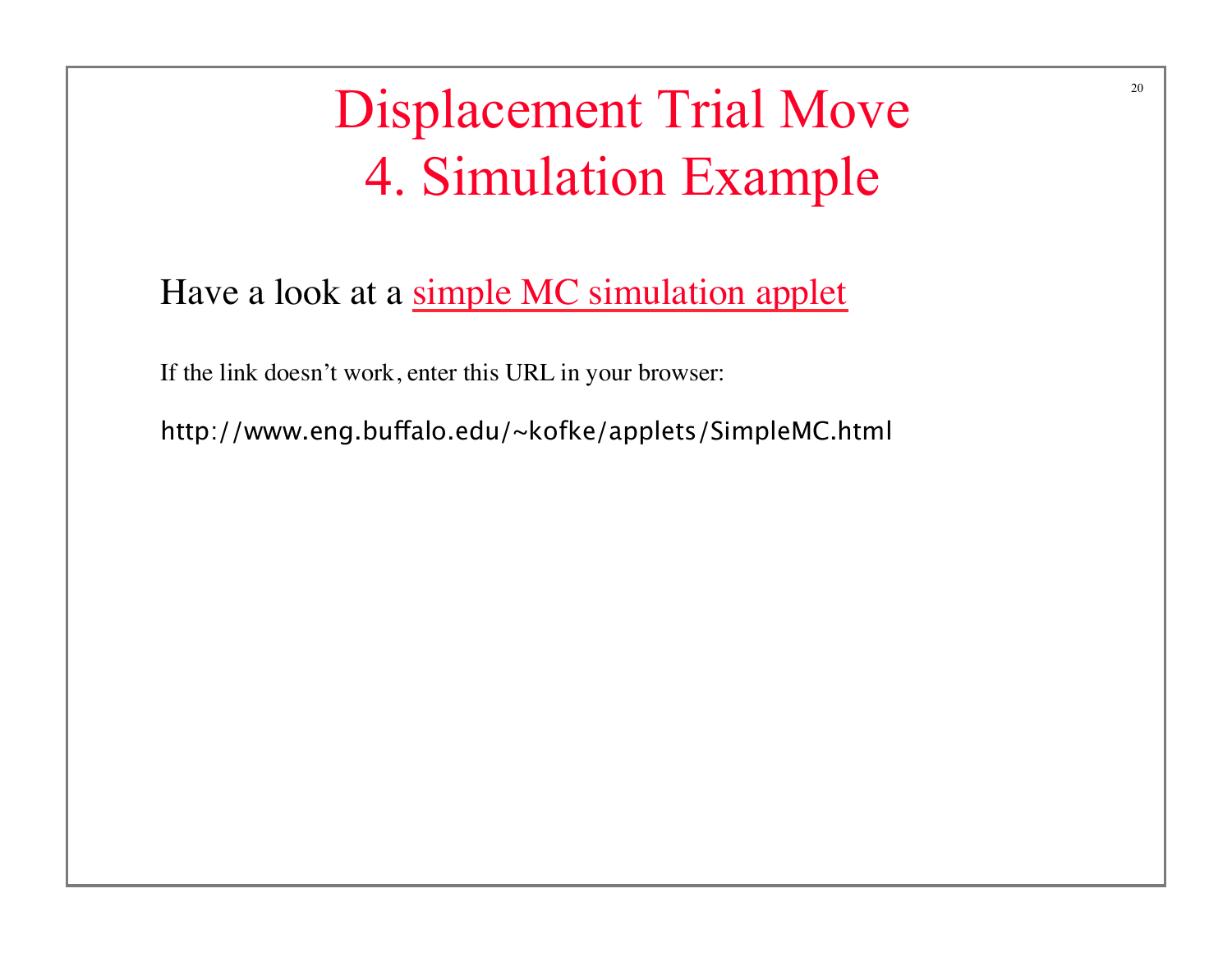# Displacement Trial Move
# 4. Simulation Example

Have a look at a simple MC simulation applet

If the link doesn't work, enter this URL in your browser:

http://www.eng.buffalo.edu/~kofke/applets/SimpleMC.html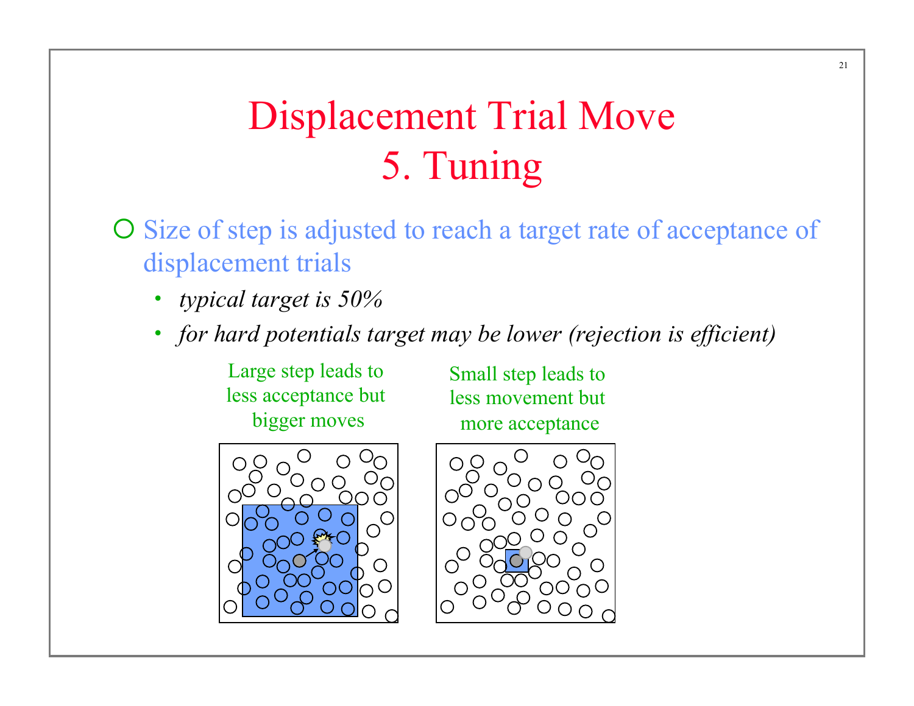# Displacement Trial Move
# 5. Tuning

- Size of step is adjusted to reach a target rate of acceptance of displacement trials
  - *typical target is 50%*
  - *for hard potentials target may be lower (rejection is efficient)*

Large step leads to less acceptance but bigger moves

Small step leads to less movement but more acceptance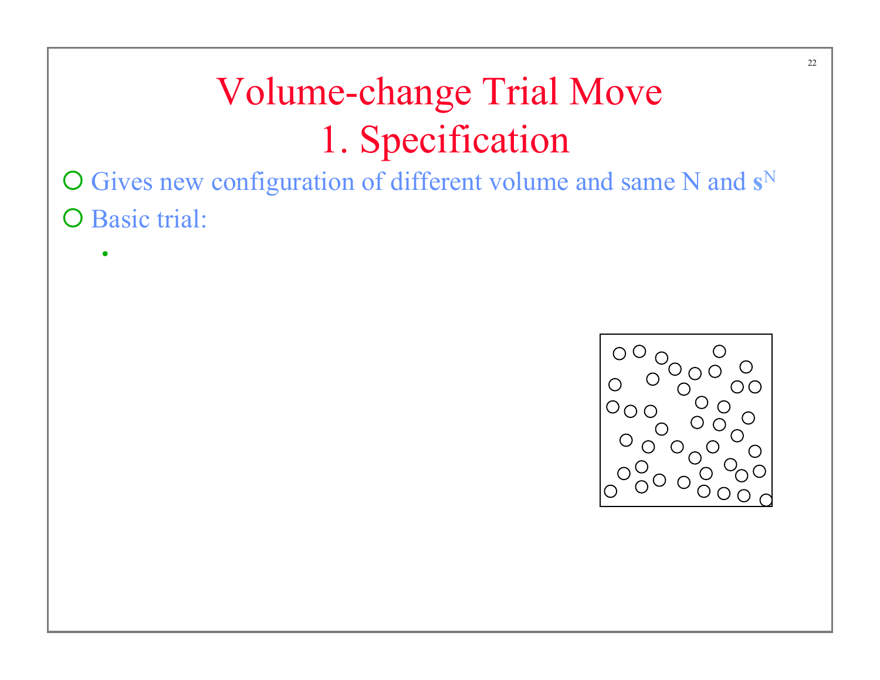# Volume-change Trial Move
## 1. Specification

- Gives new configuration of different volume and same N and $\mathbf{s}^N$
- Basic trial:
  -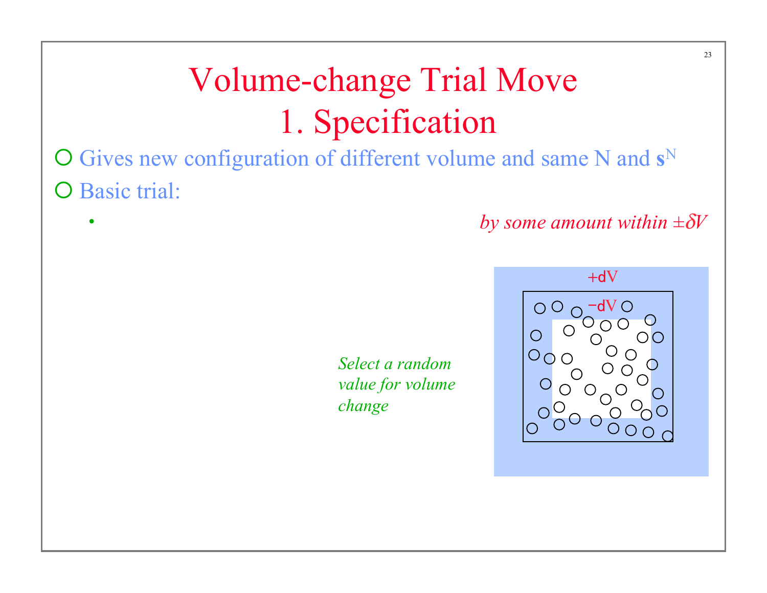# Volume-change Trial Move
# 1. Specification

- Gives new configuration of different volume and same N and $\mathbf{s}^N$
- Basic trial:
  - *by some amount within* $\pm\delta V$

*Select a random value for volume change*

+dV

−dV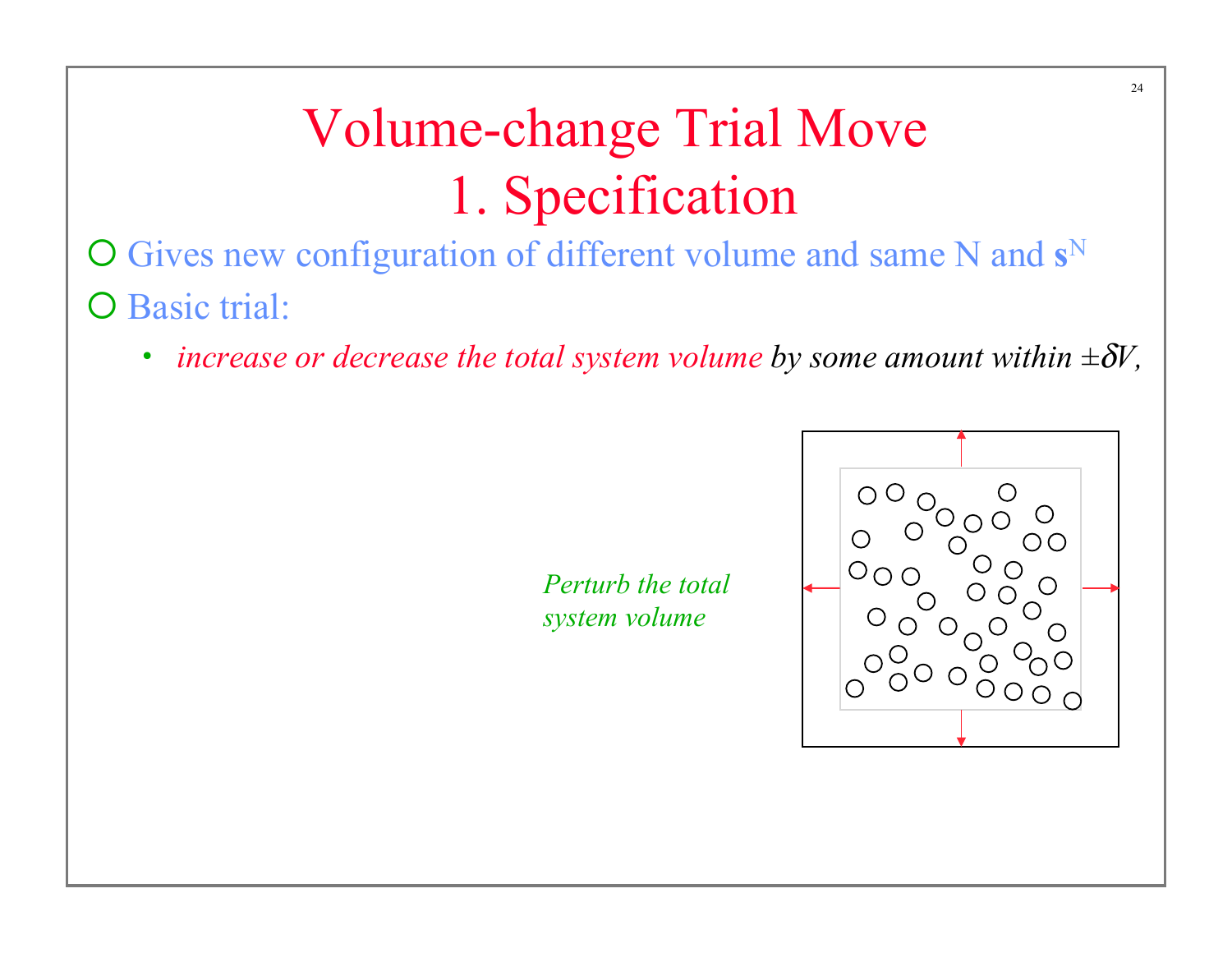# Volume-change Trial Move
## 1. Specification

- Gives new configuration of different volume and same N and $\mathbf{s}^N$
- Basic trial:
  - *increase or decrease the total system volume by some amount within* $\pm\delta V$,

*Perturb the total system volume*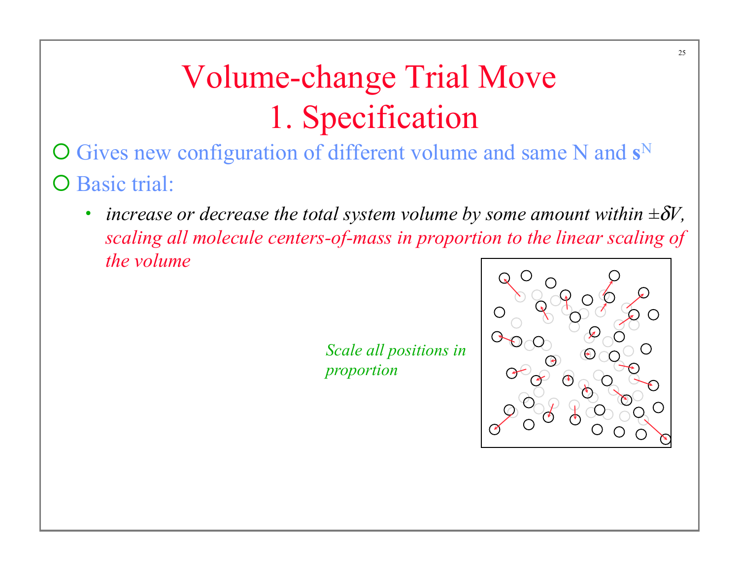# Volume-change Trial Move
# 1. Specification

- Gives new configuration of different volume and same N and $\mathbf{s}^N$
- Basic trial:
  - *increase or decrease the total system volume by some amount within $\pm\delta V$, scaling all molecule centers-of-mass in proportion to the linear scaling of the volume*

*Scale all positions in proportion*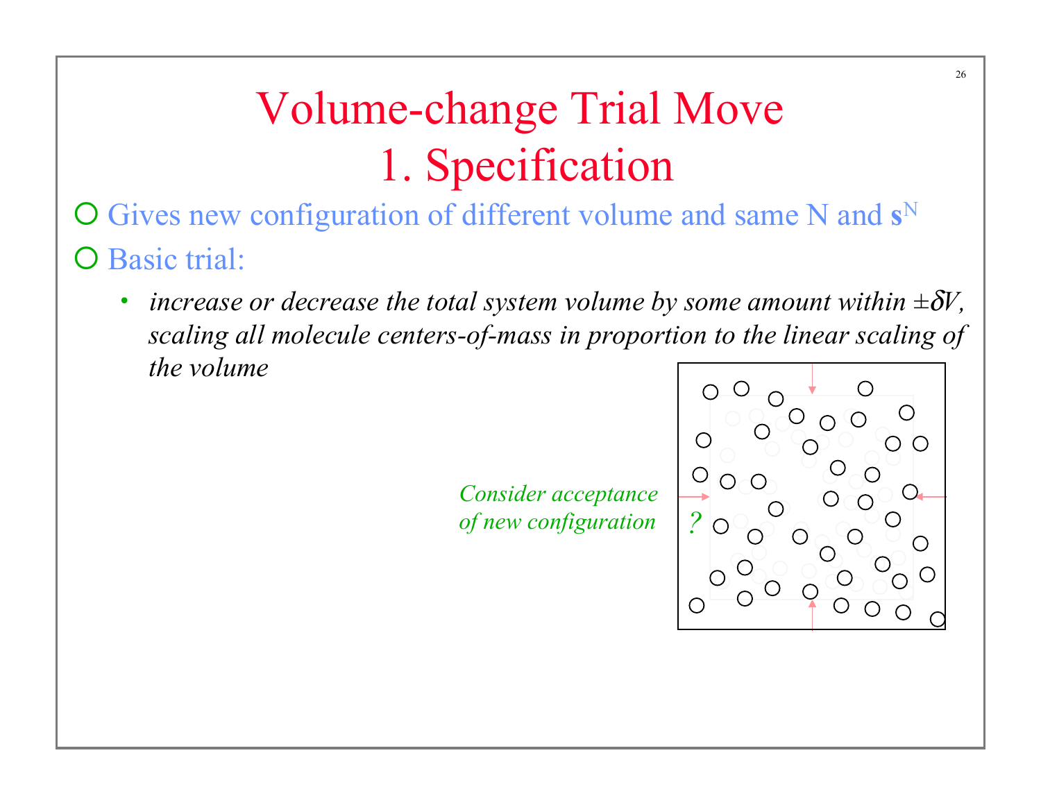# Volume-change Trial Move
# 1. Specification

- Gives new configuration of different volume and same N and $\mathbf{s}^N$
- Basic trial:
  - *increase or decrease the total system volume by some amount within $\pm\delta V$, scaling all molecule centers-of-mass in proportion to the linear scaling of the volume*

*Consider acceptance of new configuration*

?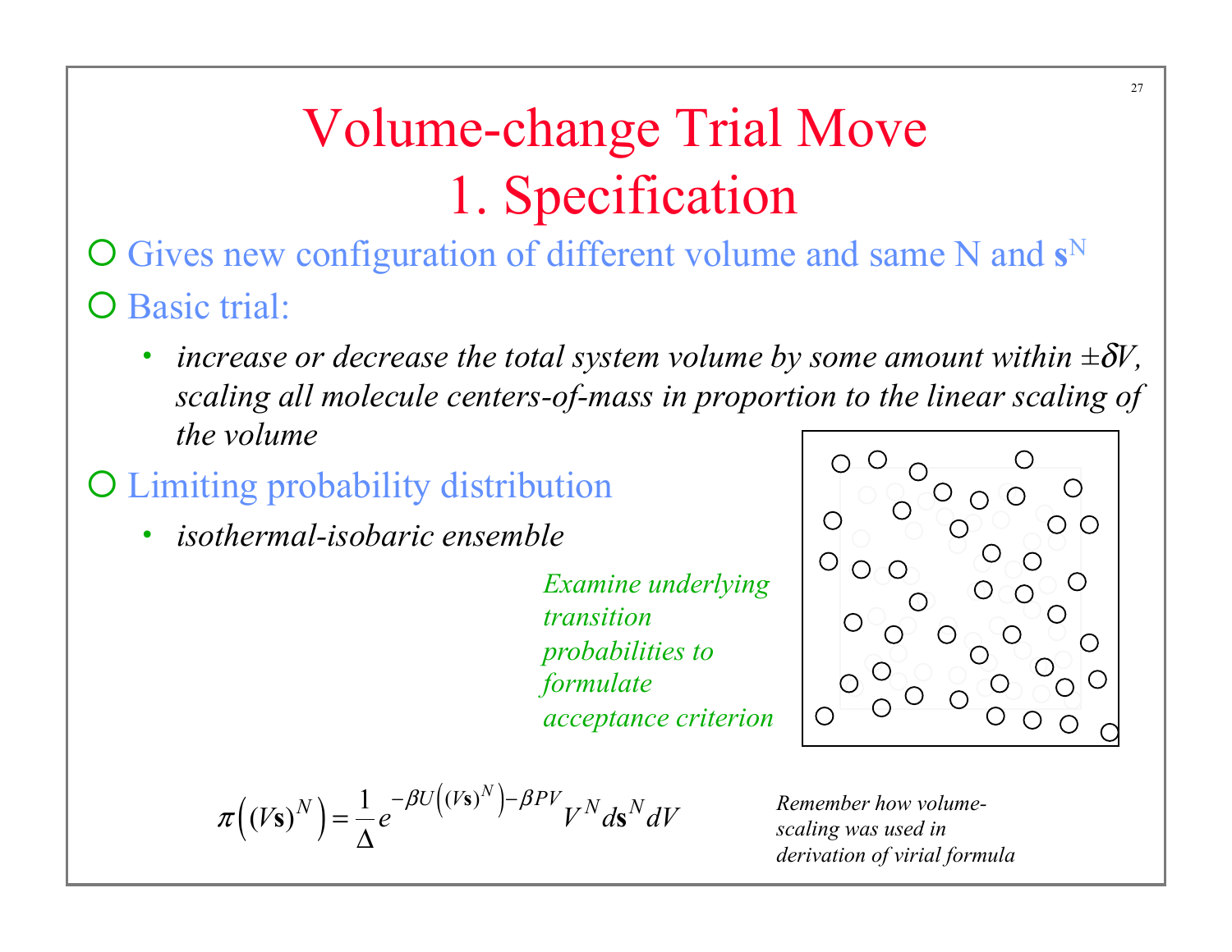# Volume-change Trial Move
# 1. Specification

- Gives new configuration of different volume and same N and $\mathbf{s}^N$
- Basic trial:
  - *increase or decrease the total system volume by some amount within $\pm\delta V$, scaling all molecule centers-of-mass in proportion to the linear scaling of the volume*
- Limiting probability distribution
  - *isothermal-isobaric ensemble*

*Examine underlying transition probabilities to formulate acceptance criterion*

$$\pi\left((V\mathbf{s})^N\right) = \frac{1}{\Delta} e^{-\beta U\left((V\mathbf{s})^N\right) - \beta PV} V^N d\mathbf{s}^N dV$$

*Remember how volume-scaling was used in derivation of virial formula*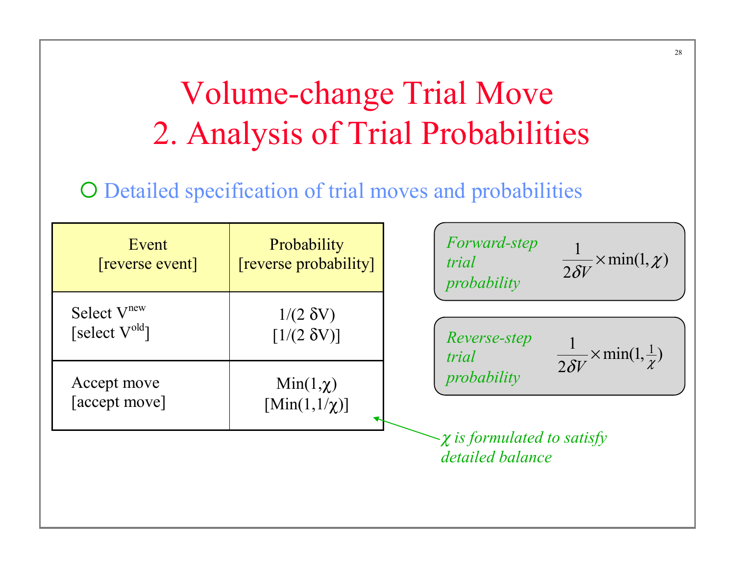# Volume-change Trial Move
# 2. Analysis of Trial Probabilities

- Detailed specification of trial moves and probabilities

| Event [reverse event] | Probability [reverse probability] |
| --- | --- |
| Select $V^{new}$ [select $V^{old}$] | $1/(2\,\delta V)$ [$1/(2\,\delta V)$] |
| Accept move [accept move] | $\mathrm{Min}(1,\chi)$ [$\mathrm{Min}(1,1/\chi)$] |

*$\chi$ is formulated to satisfy detailed balance*

*Forward-step trial probability*

$$\frac{1}{2\delta V} \times \min(1, \chi)$$

*Reverse-step trial probability*

$$\frac{1}{2\delta V} \times \min(1, \tfrac{1}{\chi})$$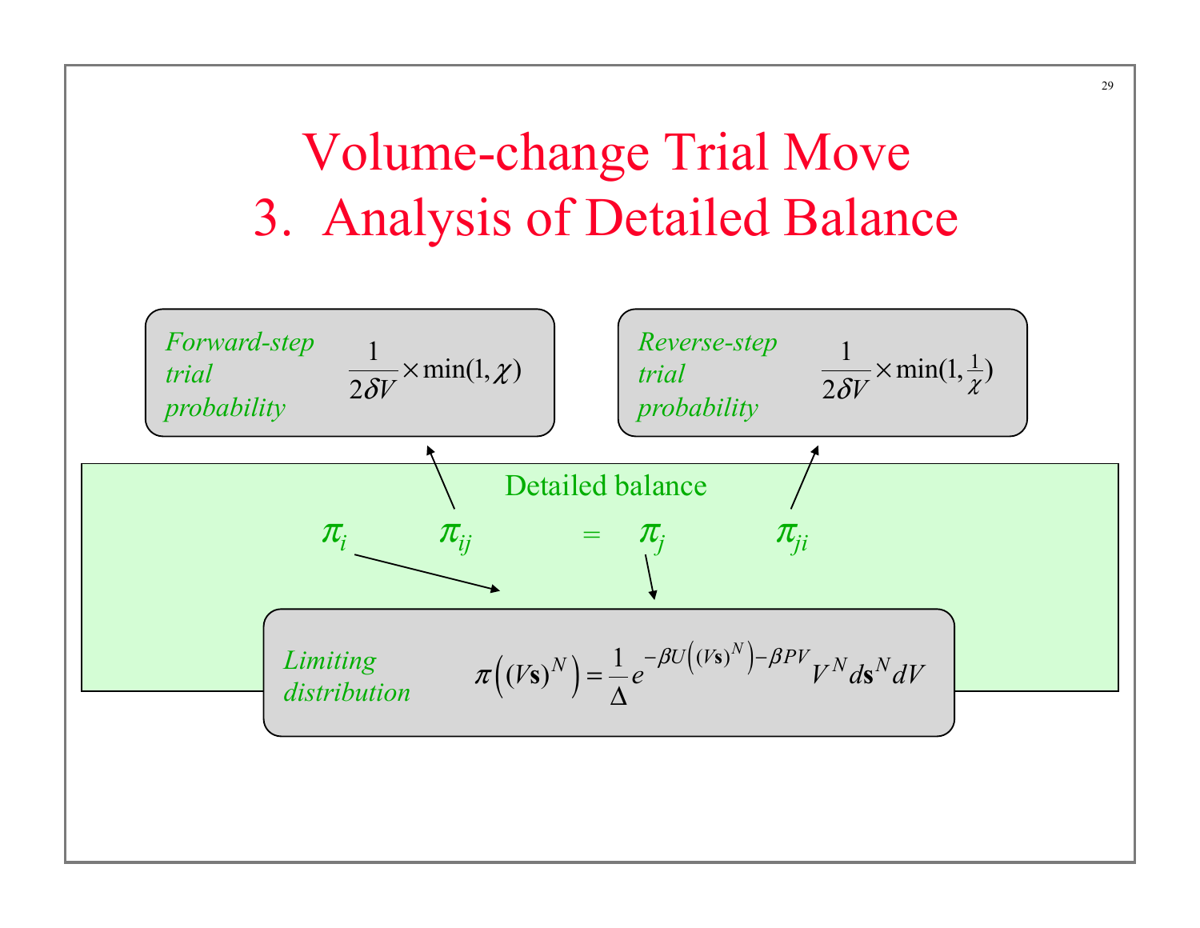# Volume-change Trial Move
# 3. Analysis of Detailed Balance

*Forward-step trial probability*

$$\frac{1}{2\delta V}\times \min(1,\chi)$$

*Reverse-step trial probability*

$$\frac{1}{2\delta V}\times \min(1,\tfrac{1}{\chi})$$

Detailed balance

$$\pi_i \quad \pi_{ij} \quad = \quad \pi_j \quad \pi_{ji}$$

*Limiting distribution*

$$\pi\left((V\mathbf{s})^N\right) = \frac{1}{\Delta} e^{-\beta U\left((V\mathbf{s})^N\right)-\beta PV} V^N d\mathbf{s}^N dV$$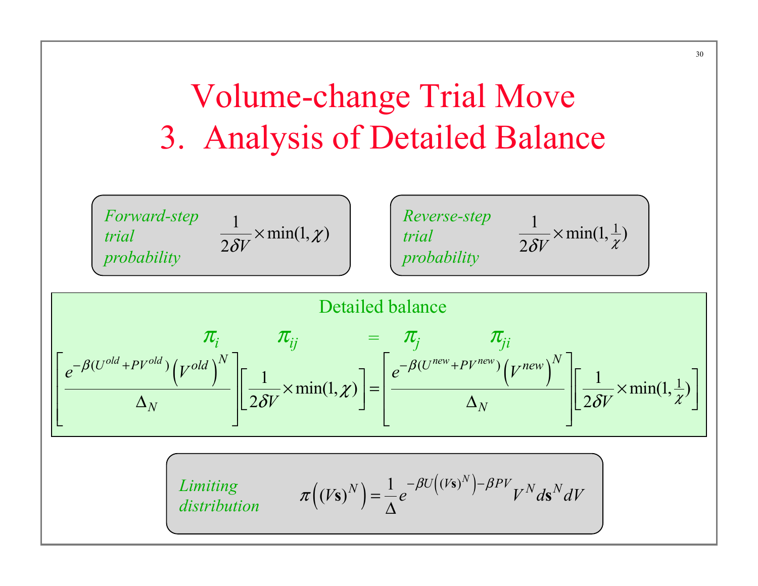# Volume-change Trial Move
# 3. Analysis of Detailed Balance

*Forward-step trial probability*

$$\frac{1}{2\delta V} \times \min(1, \chi)$$

*Reverse-step trial probability*

$$\frac{1}{2\delta V} \times \min(1, \tfrac{1}{\chi})$$

Detailed balance

$$\pi_i \quad \pi_{ij} \quad = \quad \pi_j \quad \pi_{ji}$$

$$\left[\frac{e^{-\beta(U^{old} + PV^{old})}\left(V^{old}\right)^N}{\Delta_N}\right]\left[\frac{1}{2\delta V} \times \min(1, \chi)\right] = \left[\frac{e^{-\beta(U^{new} + PV^{new})}\left(V^{new}\right)^N}{\Delta_N}\right]\left[\frac{1}{2\delta V} \times \min(1, \tfrac{1}{\chi})\right]$$

*Limiting distribution*

$$\pi\left((V\mathbf{s})^N\right) = \frac{1}{\Delta} e^{-\beta U\left((V\mathbf{s})^N\right) - \beta PV} V^N d\mathbf{s}^N dV$$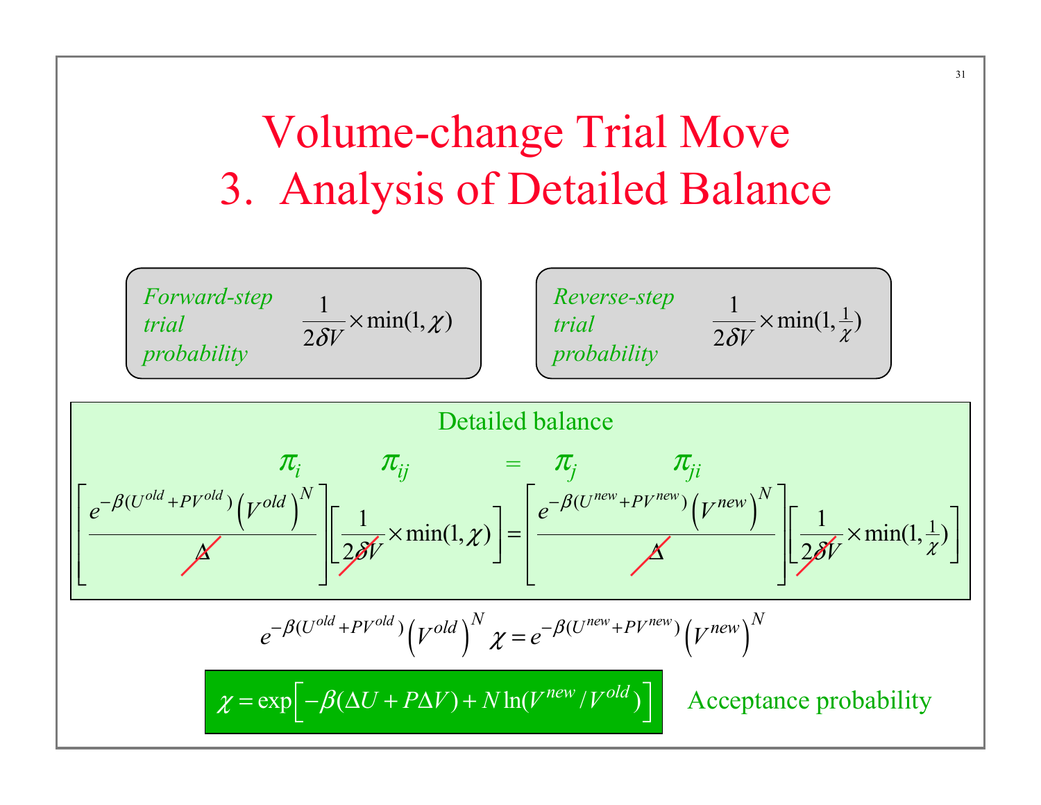# Volume-change Trial Move
# 3. Analysis of Detailed Balance

*Forward-step trial probability* $\frac{1}{2\delta V} \times \min(1, \chi)$

*Reverse-step trial probability* $\frac{1}{2\delta V} \times \min(1, \frac{1}{\chi})$

**Detailed balance**

$$\pi_i \qquad \pi_{ij} \qquad = \qquad \pi_j \qquad \pi_{ji}$$

$$\left[\frac{e^{-\beta(U^{old}+PV^{old})}\left(V^{old}\right)^N}{\cancel{\Delta}}\right]\left[\frac{1}{\cancel{2\delta V}}\times\min(1,\chi)\right] = \left[\frac{e^{-\beta(U^{new}+PV^{new})}\left(V^{new}\right)^N}{\cancel{\Delta}}\right]\left[\frac{1}{\cancel{2\delta V}}\times\min(1,\tfrac{1}{\chi})\right]$$

$$e^{-\beta(U^{old}+PV^{old})}\left(V^{old}\right)^N \chi = e^{-\beta(U^{new}+PV^{new})}\left(V^{new}\right)^N$$

$$\chi = \exp\left[-\beta(\Delta U + P\Delta V) + N\ln(V^{new}/V^{old})\right]$$

Acceptance probability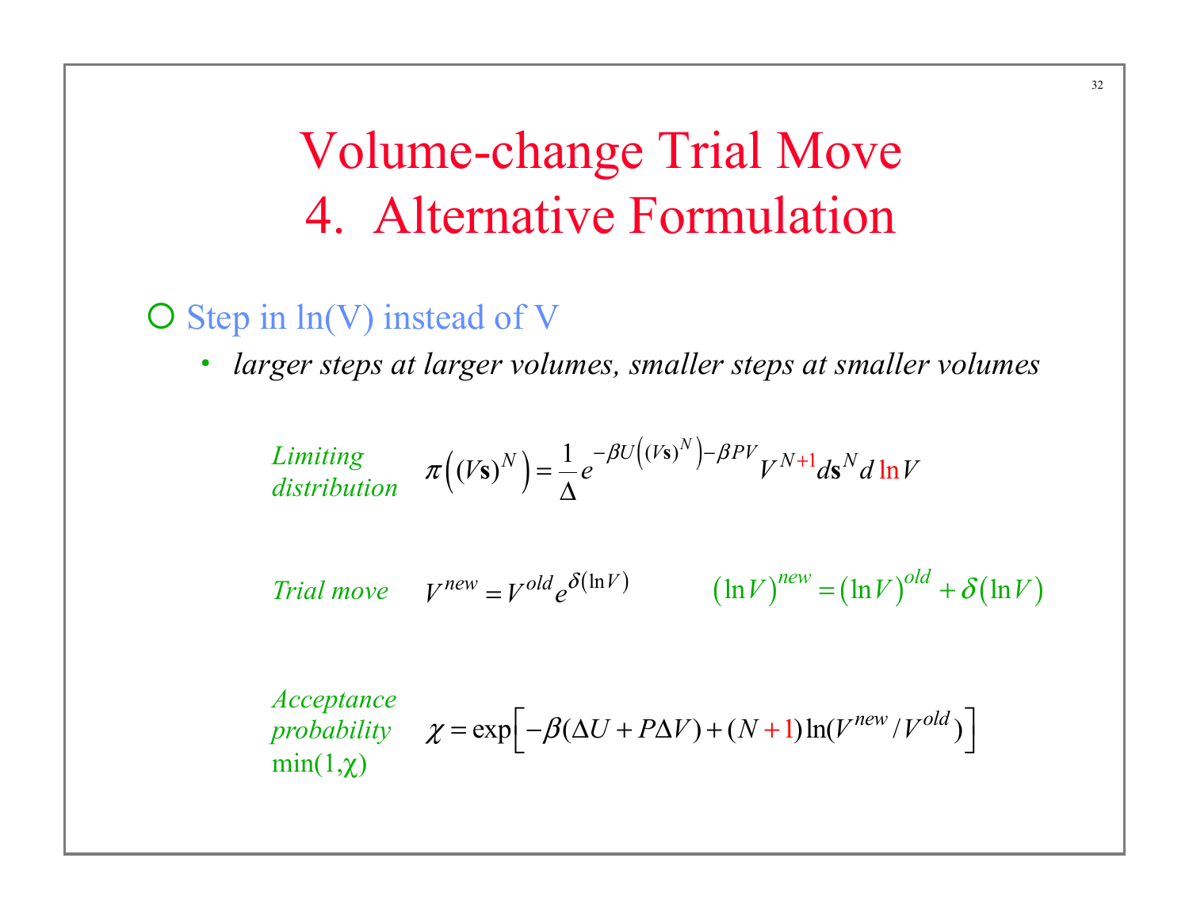# Volume-change Trial Move
# 4. Alternative Formulation

- Step in ln(V) instead of V
  - *larger steps at larger volumes, smaller steps at smaller volumes*

*Limiting distribution*

$$\pi\left((V\mathbf{s})^N\right) = \frac{1}{\Delta} e^{-\beta U\left((V\mathbf{s})^N\right) - \beta P V} V^{N+1} d\mathbf{s}^N d\ln V$$

*Trial move*

$$V^{new} = V^{old} e^{\delta(\ln V)} \qquad \left(\ln V\right)^{new} = \left(\ln V\right)^{old} + \delta\left(\ln V\right)$$

*Acceptance probability* min(1,χ)

$$\chi = \exp\left[-\beta(\Delta U + P\Delta V) + (N+1)\ln(V^{new}/V^{old})\right]$$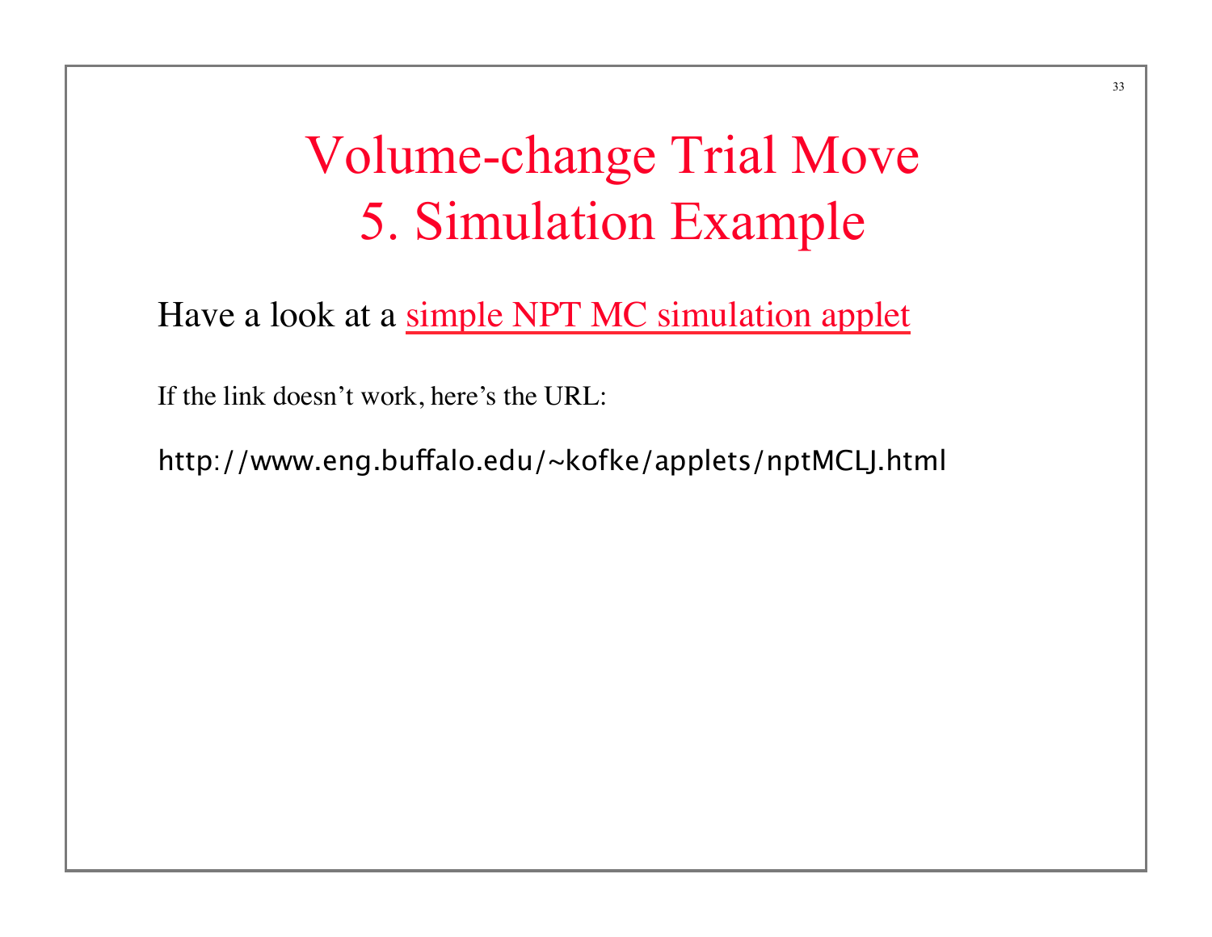# Volume-change Trial Move
# 5. Simulation Example

Have a look at a [simple NPT MC simulation applet](http://www.eng.buffalo.edu/~kofke/applets/nptMCLJ.html)

If the link doesn't work, here's the URL:

http://www.eng.buffalo.edu/~kofke/applets/nptMCLJ.html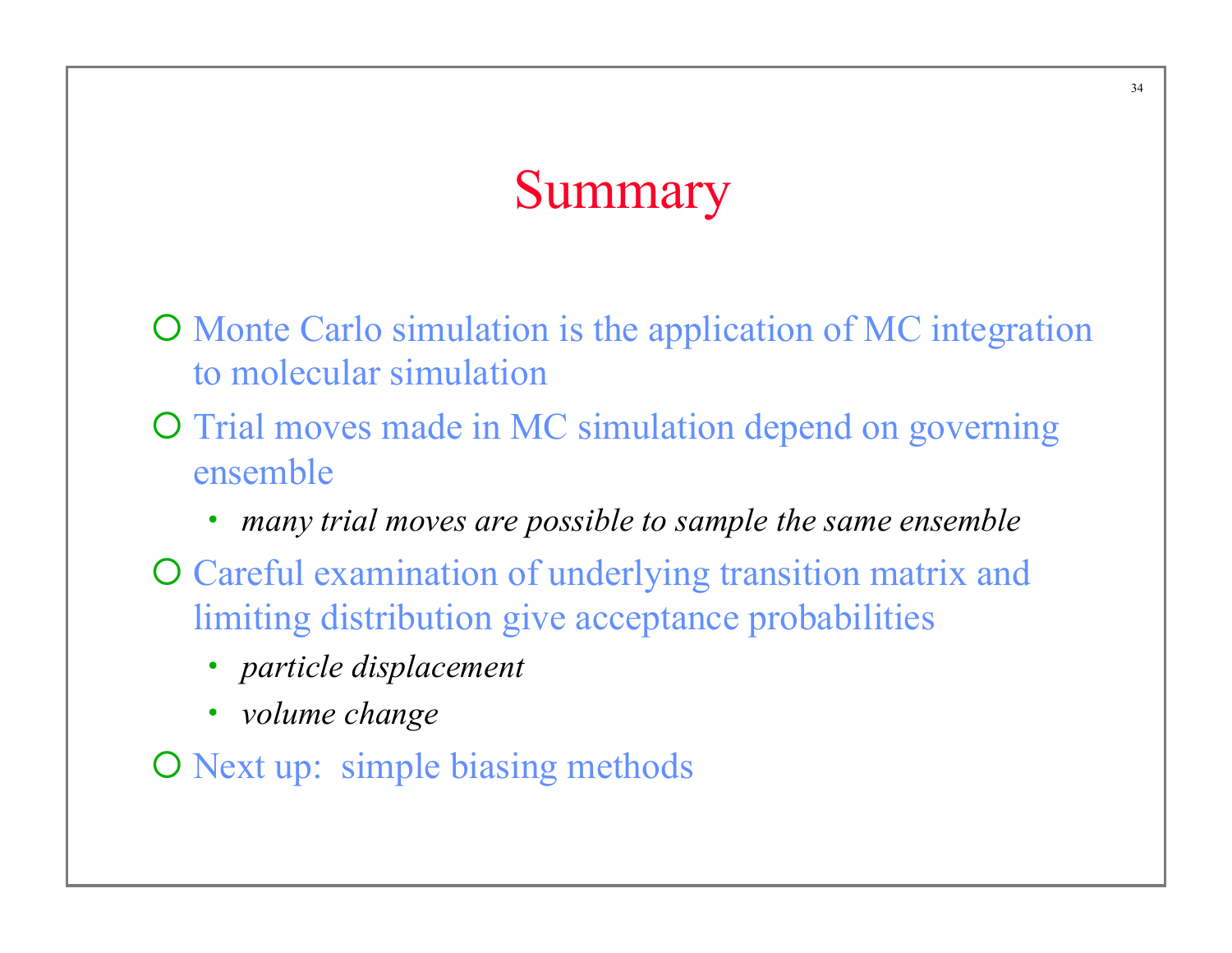# Summary

- Monte Carlo simulation is the application of MC integration to molecular simulation
- Trial moves made in MC simulation depend on governing ensemble
  - *many trial moves are possible to sample the same ensemble*
- Careful examination of underlying transition matrix and limiting distribution give acceptance probabilities
  - *particle displacement*
  - *volume change*
- Next up: simple biasing methods